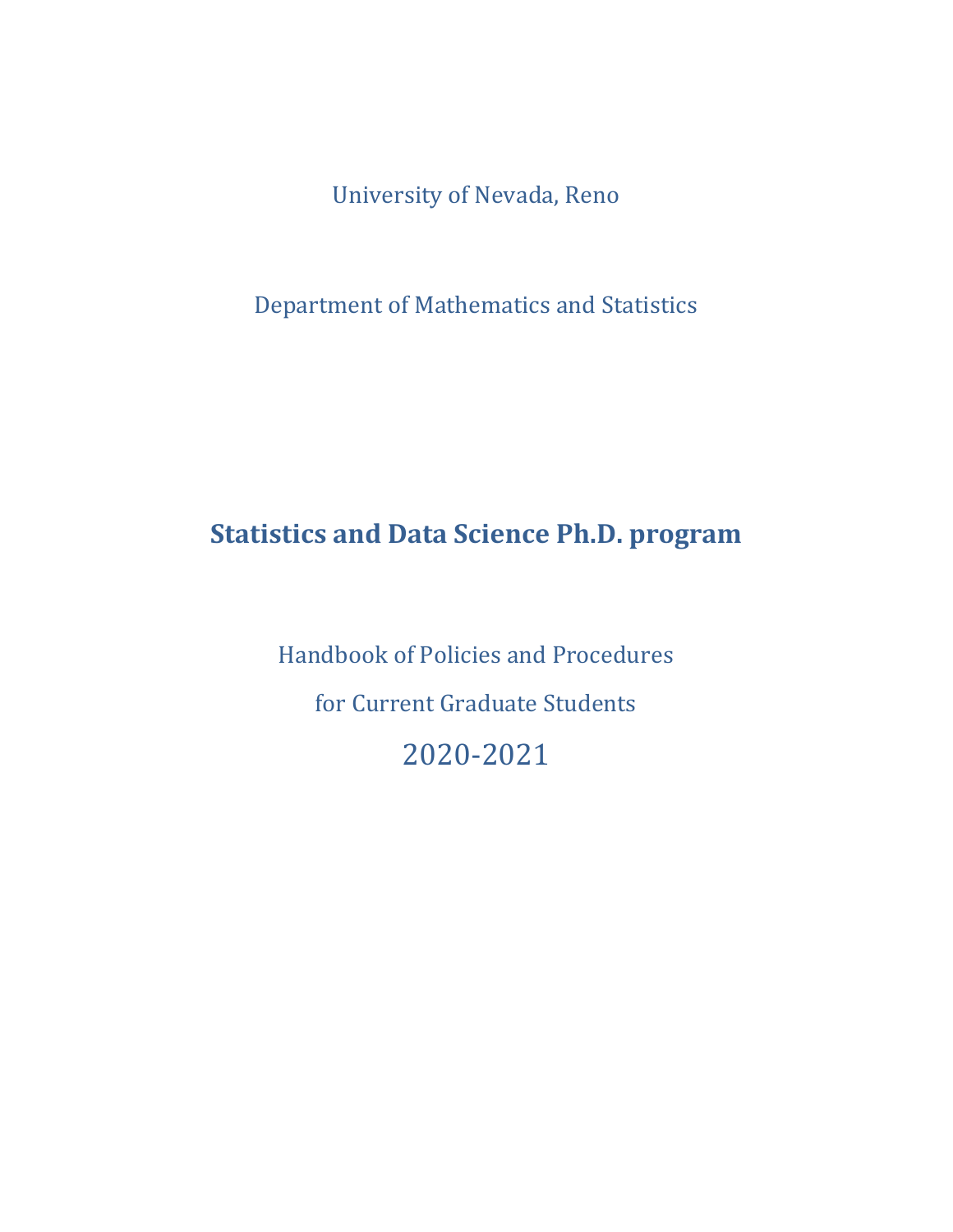University of Nevada, Reno

Department of Mathematics and Statistics

# Statistics and Data Science Ph.D. program

Handbook of Policies and Procedures

for Current Graduate Students

2020-2021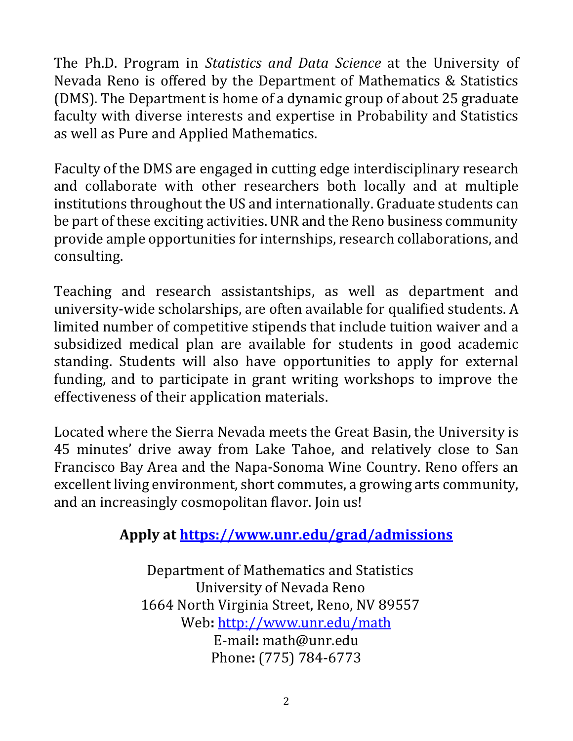The Ph.D. Program in *Statistics and Data Science* at the University of Nevada Reno is offered by the Department of Mathematics & Statistics (DMS). The Department is home of a dynamic group of about 25 graduate faculty with diverse interests and expertise in Probability and Statistics as well as Pure and Applied Mathematics.

Faculty of the DMS are engaged in cutting edge interdisciplinary research and collaborate with other researchers both locally and at multiple institutions throughout the US and internationally. Graduate students can be part of these exciting activities. UNR and the Reno business community provide ample opportunities for internships, research collaborations, and consulting.

Teaching and research assistantships, as well as department and university-wide scholarships, are often available for qualified students. A limited number of competitive stipends that include tuition waiver and a subsidized medical plan are available for students in good academic standing. Students will also have opportunities to apply for external funding, and to participate in grant writing workshops to improve the effectiveness of their application materials.

Located where the Sierra Nevada meets the Great Basin, the University is 45 minutes' drive away from Lake Tahoe, and relatively close to San Francisco Bay Area and the Napa-Sonoma Wine Country. Reno offers an excellent living environment, short commutes, a growing arts community, and an increasingly cosmopolitan flavor. Join us!

**Apply at [https://www.unr.edu/grad/admissions](https://www.unr.edu/grad/admissions)**

Department of Mathematics and Statistics
University of Nevada Reno
1664 North Virginia Street, Reno, NV 89557
Web**:** [http://www.unr.edu/math](http://www.unr.edu/math)
E-mail**:** math@unr.edu
Phone**:** (775) 784-6773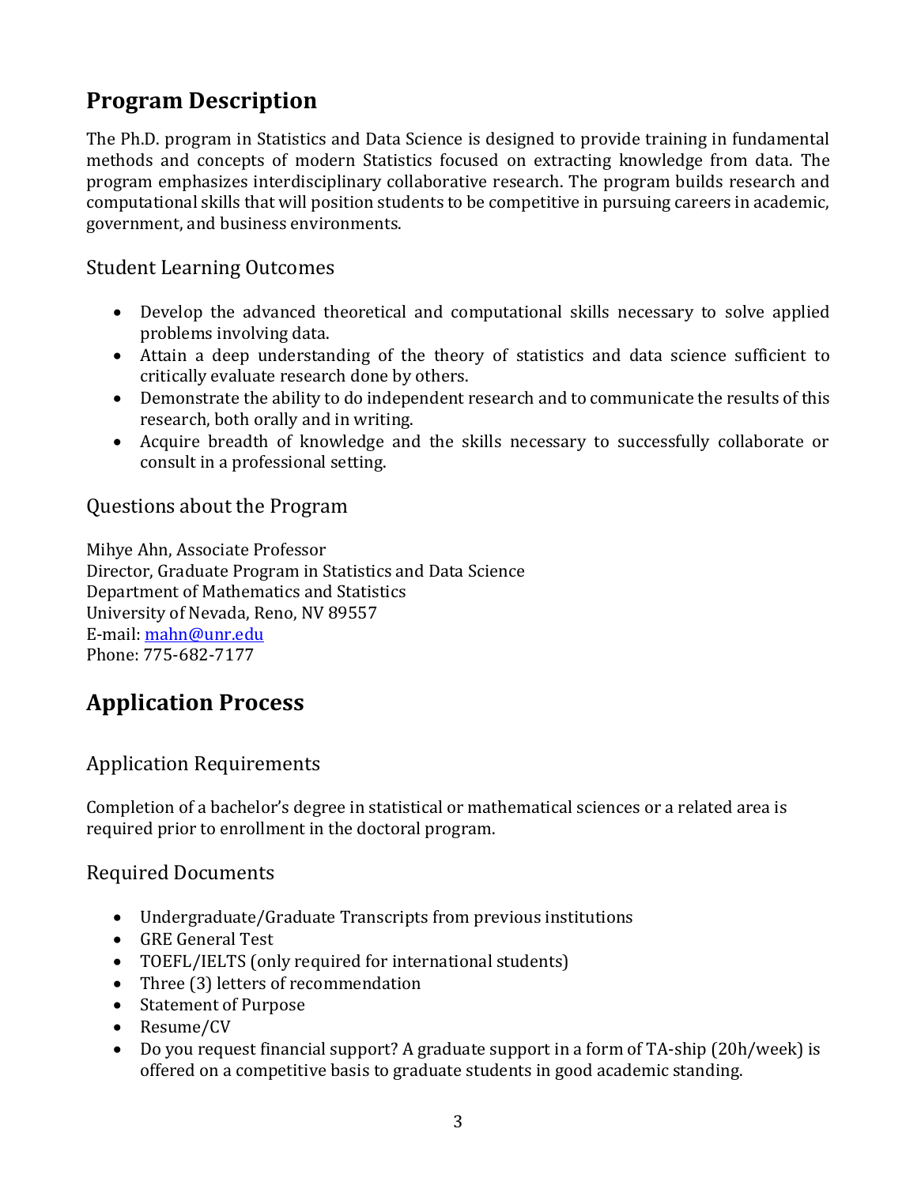# Program Description

The Ph.D. program in Statistics and Data Science is designed to provide training in fundamental methods and concepts of modern Statistics focused on extracting knowledge from data. The program emphasizes interdisciplinary collaborative research. The program builds research and computational skills that will position students to be competitive in pursuing careers in academic, government, and business environments.

## Student Learning Outcomes

- Develop the advanced theoretical and computational skills necessary to solve applied problems involving data.
- Attain a deep understanding of the theory of statistics and data science sufficient to critically evaluate research done by others.
- Demonstrate the ability to do independent research and to communicate the results of this research, both orally and in writing.
- Acquire breadth of knowledge and the skills necessary to successfully collaborate or consult in a professional setting.

## Questions about the Program

Mihye Ahn, Associate Professor
Director, Graduate Program in Statistics and Data Science
Department of Mathematics and Statistics
University of Nevada, Reno, NV 89557
E-mail: mahn@unr.edu
Phone: 775-682-7177

# Application Process

## Application Requirements

Completion of a bachelor's degree in statistical or mathematical sciences or a related area is required prior to enrollment in the doctoral program.

## Required Documents

- Undergraduate/Graduate Transcripts from previous institutions
- GRE General Test
- TOEFL/IELTS (only required for international students)
- Three (3) letters of recommendation
- Statement of Purpose
- Resume/CV
- Do you request financial support? A graduate support in a form of TA-ship (20h/week) is offered on a competitive basis to graduate students in good academic standing.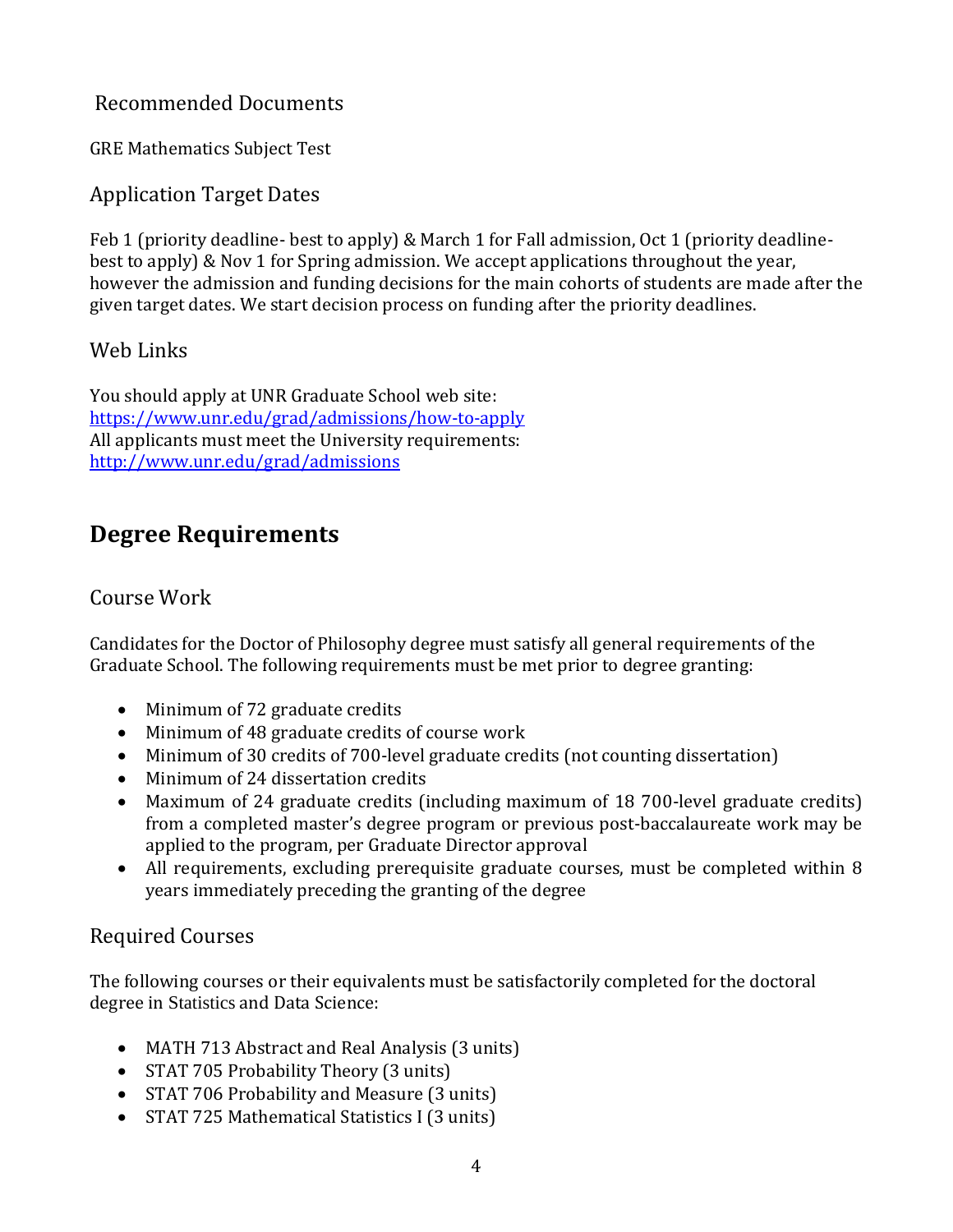### Recommended Documents

GRE Mathematics Subject Test

### Application Target Dates

Feb 1 (priority deadline- best to apply) & March 1 for Fall admission, Oct 1 (priority deadline- best to apply) & Nov 1 for Spring admission. We accept applications throughout the year, however the admission and funding decisions for the main cohorts of students are made after the given target dates. We start decision process on funding after the priority deadlines.

### Web Links

You should apply at UNR Graduate School web site:
[https://www.unr.edu/grad/admissions/how-to-apply](https://www.unr.edu/grad/admissions/how-to-apply)
All applicants must meet the University requirements:
[http://www.unr.edu/grad/admissions](http://www.unr.edu/grad/admissions)

## Degree Requirements

### Course Work

Candidates for the Doctor of Philosophy degree must satisfy all general requirements of the Graduate School. The following requirements must be met prior to degree granting:

- Minimum of 72 graduate credits
- Minimum of 48 graduate credits of course work
- Minimum of 30 credits of 700-level graduate credits (not counting dissertation)
- Minimum of 24 dissertation credits
- Maximum of 24 graduate credits (including maximum of 18 700-level graduate credits) from a completed master's degree program or previous post-baccalaureate work may be applied to the program, per Graduate Director approval
- All requirements, excluding prerequisite graduate courses, must be completed within 8 years immediately preceding the granting of the degree

### Required Courses

The following courses or their equivalents must be satisfactorily completed for the doctoral degree in Statistics and Data Science:

- MATH 713 Abstract and Real Analysis (3 units)
- STAT 705 Probability Theory (3 units)
- STAT 706 Probability and Measure (3 units)
- STAT 725 Mathematical Statistics I (3 units)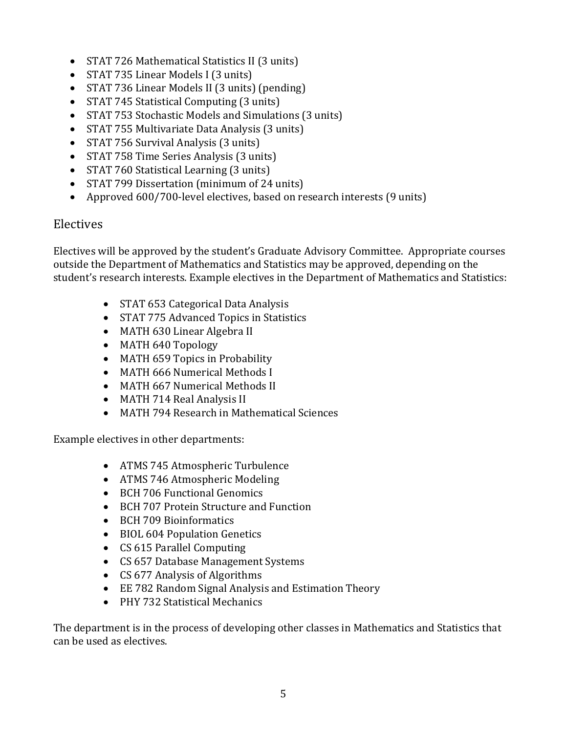- STAT 726 Mathematical Statistics II (3 units)
- STAT 735 Linear Models I (3 units)
- STAT 736 Linear Models II (3 units) (pending)
- STAT 745 Statistical Computing (3 units)
- STAT 753 Stochastic Models and Simulations (3 units)
- STAT 755 Multivariate Data Analysis (3 units)
- STAT 756 Survival Analysis (3 units)
- STAT 758 Time Series Analysis (3 units)
- STAT 760 Statistical Learning (3 units)
- STAT 799 Dissertation (minimum of 24 units)
- Approved 600/700-level electives, based on research interests (9 units)

## Electives

Electives will be approved by the student's Graduate Advisory Committee. Appropriate courses outside the Department of Mathematics and Statistics may be approved, depending on the student's research interests. Example electives in the Department of Mathematics and Statistics:

- STAT 653 Categorical Data Analysis
- STAT 775 Advanced Topics in Statistics
- MATH 630 Linear Algebra II
- MATH 640 Topology
- MATH 659 Topics in Probability
- MATH 666 Numerical Methods I
- MATH 667 Numerical Methods II
- MATH 714 Real Analysis II
- MATH 794 Research in Mathematical Sciences

Example electives in other departments:

- ATMS 745 Atmospheric Turbulence
- ATMS 746 Atmospheric Modeling
- BCH 706 Functional Genomics
- BCH 707 Protein Structure and Function
- BCH 709 Bioinformatics
- BIOL 604 Population Genetics
- CS 615 Parallel Computing
- CS 657 Database Management Systems
- CS 677 Analysis of Algorithms
- EE 782 Random Signal Analysis and Estimation Theory
- PHY 732 Statistical Mechanics

The department is in the process of developing other classes in Mathematics and Statistics that can be used as electives.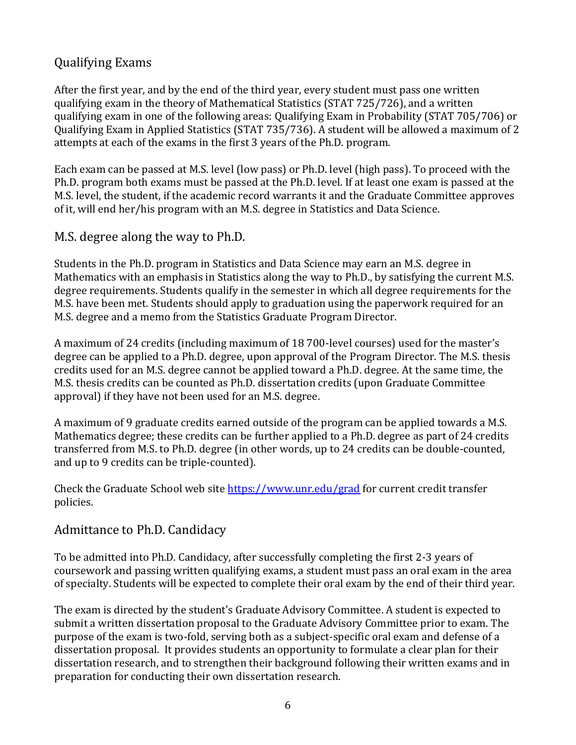## Qualifying Exams

After the first year, and by the end of the third year, every student must pass one written qualifying exam in the theory of Mathematical Statistics (STAT 725/726), and a written qualifying exam in one of the following areas: Qualifying Exam in Probability (STAT 705/706) or Qualifying Exam in Applied Statistics (STAT 735/736). A student will be allowed a maximum of 2 attempts at each of the exams in the first 3 years of the Ph.D. program.

Each exam can be passed at M.S. level (low pass) or Ph.D. level (high pass). To proceed with the Ph.D. program both exams must be passed at the Ph.D. level. If at least one exam is passed at the M.S. level, the student, if the academic record warrants it and the Graduate Committee approves of it, will end her/his program with an M.S. degree in Statistics and Data Science.

## M.S. degree along the way to Ph.D.

Students in the Ph.D. program in Statistics and Data Science may earn an M.S. degree in Mathematics with an emphasis in Statistics along the way to Ph.D., by satisfying the current M.S. degree requirements. Students qualify in the semester in which all degree requirements for the M.S. have been met. Students should apply to graduation using the paperwork required for an M.S. degree and a memo from the Statistics Graduate Program Director.

A maximum of 24 credits (including maximum of 18 700-level courses) used for the master's degree can be applied to a Ph.D. degree, upon approval of the Program Director. The M.S. thesis credits used for an M.S. degree cannot be applied toward a Ph.D. degree. At the same time, the M.S. thesis credits can be counted as Ph.D. dissertation credits (upon Graduate Committee approval) if they have not been used for an M.S. degree.

A maximum of 9 graduate credits earned outside of the program can be applied towards a M.S. Mathematics degree; these credits can be further applied to a Ph.D. degree as part of 24 credits transferred from M.S. to Ph.D. degree (in other words, up to 24 credits can be double-counted, and up to 9 credits can be triple-counted).

Check the Graduate School web site https://www.unr.edu/grad for current credit transfer policies.

## Admittance to Ph.D. Candidacy

To be admitted into Ph.D. Candidacy, after successfully completing the first 2-3 years of coursework and passing written qualifying exams, a student must pass an oral exam in the area of specialty. Students will be expected to complete their oral exam by the end of their third year.

The exam is directed by the student's Graduate Advisory Committee. A student is expected to submit a written dissertation proposal to the Graduate Advisory Committee prior to exam. The purpose of the exam is two-fold, serving both as a subject-specific oral exam and defense of a dissertation proposal. It provides students an opportunity to formulate a clear plan for their dissertation research, and to strengthen their background following their written exams and in preparation for conducting their own dissertation research.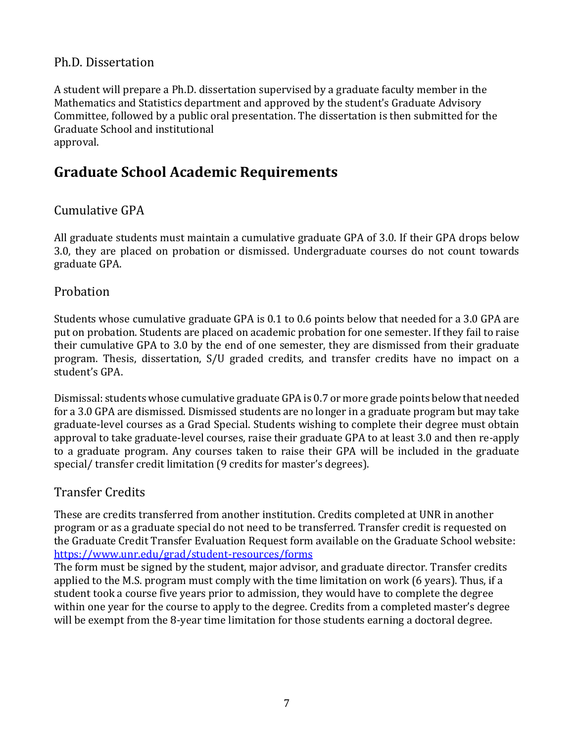### Ph.D. Dissertation

A student will prepare a Ph.D. dissertation supervised by a graduate faculty member in the Mathematics and Statistics department and approved by the student's Graduate Advisory Committee, followed by a public oral presentation. The dissertation is then submitted for the Graduate School and institutional approval.

## Graduate School Academic Requirements

### Cumulative GPA

All graduate students must maintain a cumulative graduate GPA of 3.0. If their GPA drops below 3.0, they are placed on probation or dismissed. Undergraduate courses do not count towards graduate GPA.

### Probation

Students whose cumulative graduate GPA is 0.1 to 0.6 points below that needed for a 3.0 GPA are put on probation. Students are placed on academic probation for one semester. If they fail to raise their cumulative GPA to 3.0 by the end of one semester, they are dismissed from their graduate program. Thesis, dissertation, S/U graded credits, and transfer credits have no impact on a student's GPA.

Dismissal: students whose cumulative graduate GPA is 0.7 or more grade points below that needed for a 3.0 GPA are dismissed. Dismissed students are no longer in a graduate program but may take graduate-level courses as a Grad Special. Students wishing to complete their degree must obtain approval to take graduate-level courses, raise their graduate GPA to at least 3.0 and then re-apply to a graduate program. Any courses taken to raise their GPA will be included in the graduate special/ transfer credit limitation (9 credits for master's degrees).

### Transfer Credits

These are credits transferred from another institution. Credits completed at UNR in another program or as a graduate special do not need to be transferred. Transfer credit is requested on the Graduate Credit Transfer Evaluation Request form available on the Graduate School website: [https://www.unr.edu/grad/student-resources/forms](https://www.unr.edu/grad/student-resources/forms)

The form must be signed by the student, major advisor, and graduate director. Transfer credits applied to the M.S. program must comply with the time limitation on work (6 years). Thus, if a student took a course five years prior to admission, they would have to complete the degree within one year for the course to apply to the degree. Credits from a completed master's degree will be exempt from the 8-year time limitation for those students earning a doctoral degree.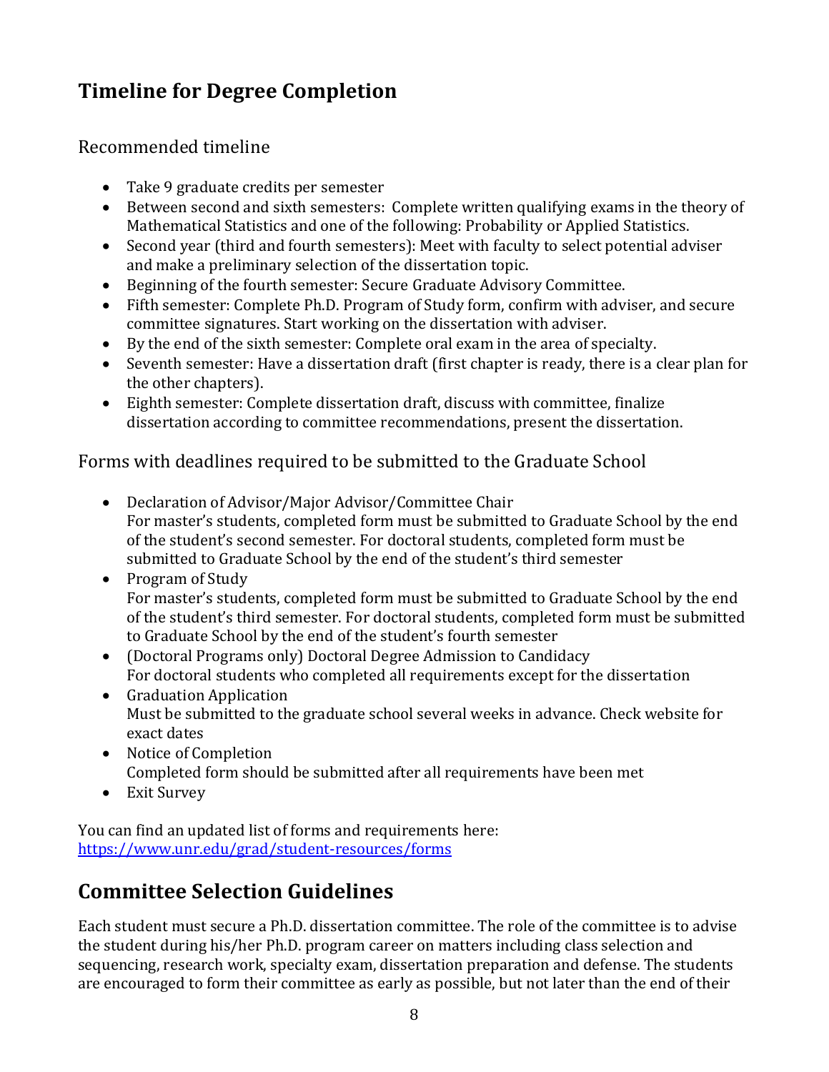## Timeline for Degree Completion

### Recommended timeline

- Take 9 graduate credits per semester
- Between second and sixth semesters: Complete written qualifying exams in the theory of Mathematical Statistics and one of the following: Probability or Applied Statistics.
- Second year (third and fourth semesters): Meet with faculty to select potential adviser and make a preliminary selection of the dissertation topic.
- Beginning of the fourth semester: Secure Graduate Advisory Committee.
- Fifth semester: Complete Ph.D. Program of Study form, confirm with adviser, and secure committee signatures. Start working on the dissertation with adviser.
- By the end of the sixth semester: Complete oral exam in the area of specialty.
- Seventh semester: Have a dissertation draft (first chapter is ready, there is a clear plan for the other chapters).
- Eighth semester: Complete dissertation draft, discuss with committee, finalize dissertation according to committee recommendations, present the dissertation.

### Forms with deadlines required to be submitted to the Graduate School

- Declaration of Advisor/Major Advisor/Committee Chair
  For master's students, completed form must be submitted to Graduate School by the end of the student's second semester. For doctoral students, completed form must be submitted to Graduate School by the end of the student's third semester
- Program of Study
  For master's students, completed form must be submitted to Graduate School by the end of the student's third semester. For doctoral students, completed form must be submitted to Graduate School by the end of the student's fourth semester
- (Doctoral Programs only) Doctoral Degree Admission to Candidacy
  For doctoral students who completed all requirements except for the dissertation
- Graduation Application
  Must be submitted to the graduate school several weeks in advance. Check website for exact dates
- Notice of Completion
  Completed form should be submitted after all requirements have been met
- Exit Survey

You can find an updated list of forms and requirements here:
https://www.unr.edu/grad/student-resources/forms

## Committee Selection Guidelines

Each student must secure a Ph.D. dissertation committee. The role of the committee is to advise the student during his/her Ph.D. program career on matters including class selection and sequencing, research work, specialty exam, dissertation preparation and defense. The students are encouraged to form their committee as early as possible, but not later than the end of their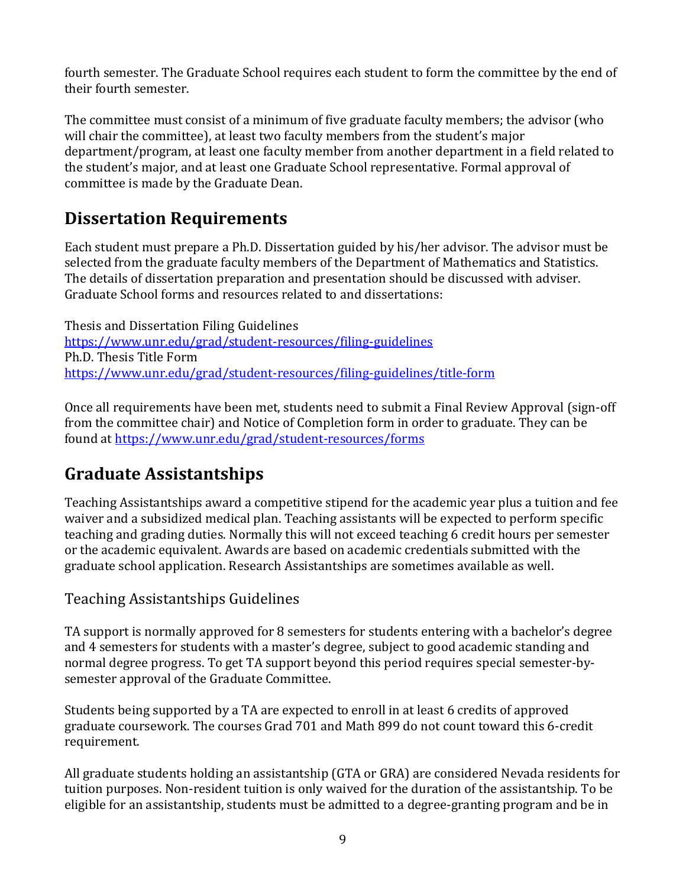fourth semester. The Graduate School requires each student to form the committee by the end of their fourth semester.

The committee must consist of a minimum of five graduate faculty members; the advisor (who will chair the committee), at least two faculty members from the student's major department/program, at least one faculty member from another department in a field related to the student's major, and at least one Graduate School representative. Formal approval of committee is made by the Graduate Dean.

## Dissertation Requirements

Each student must prepare a Ph.D. Dissertation guided by his/her advisor. The advisor must be selected from the graduate faculty members of the Department of Mathematics and Statistics. The details of dissertation preparation and presentation should be discussed with adviser. Graduate School forms and resources related to and dissertations:

Thesis and Dissertation Filing Guidelines
https://www.unr.edu/grad/student-resources/filing-guidelines
Ph.D. Thesis Title Form
https://www.unr.edu/grad/student-resources/filing-guidelines/title-form

Once all requirements have been met, students need to submit a Final Review Approval (sign-off from the committee chair) and Notice of Completion form in order to graduate. They can be found at https://www.unr.edu/grad/student-resources/forms

## Graduate Assistantships

Teaching Assistantships award a competitive stipend for the academic year plus a tuition and fee waiver and a subsidized medical plan. Teaching assistants will be expected to perform specific teaching and grading duties. Normally this will not exceed teaching 6 credit hours per semester or the academic equivalent. Awards are based on academic credentials submitted with the graduate school application. Research Assistantships are sometimes available as well.

### Teaching Assistantships Guidelines

TA support is normally approved for 8 semesters for students entering with a bachelor's degree and 4 semesters for students with a master's degree, subject to good academic standing and normal degree progress. To get TA support beyond this period requires special semester-by-semester approval of the Graduate Committee.

Students being supported by a TA are expected to enroll in at least 6 credits of approved graduate coursework. The courses Grad 701 and Math 899 do not count toward this 6-credit requirement.

All graduate students holding an assistantship (GTA or GRA) are considered Nevada residents for tuition purposes. Non-resident tuition is only waived for the duration of the assistantship. To be eligible for an assistantship, students must be admitted to a degree-granting program and be in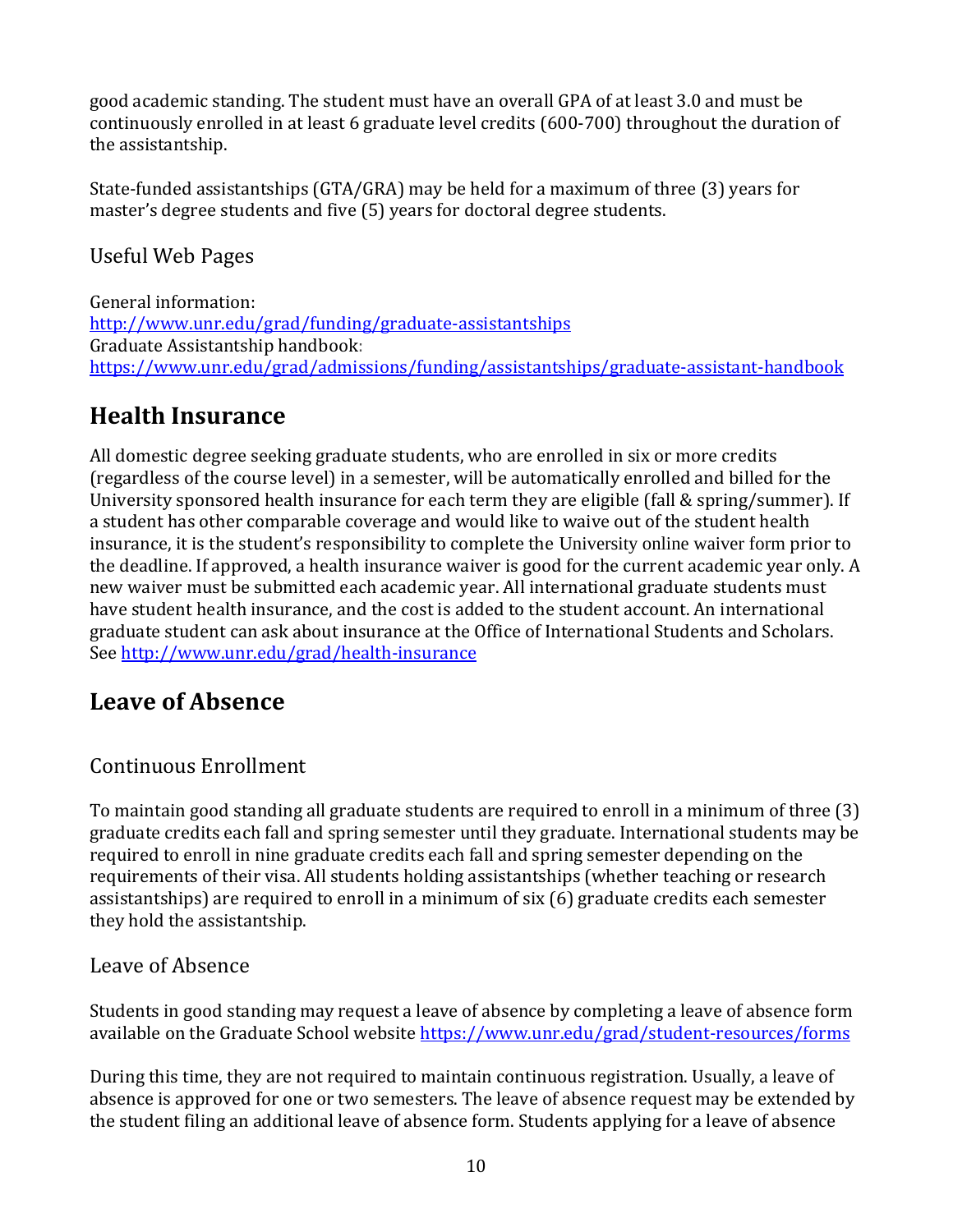good academic standing. The student must have an overall GPA of at least 3.0 and must be continuously enrolled in at least 6 graduate level credits (600-700) throughout the duration of the assistantship.

State-funded assistantships (GTA/GRA) may be held for a maximum of three (3) years for master's degree students and five (5) years for doctoral degree students.

### Useful Web Pages

General information:
http://www.unr.edu/grad/funding/graduate-assistantships
Graduate Assistantship handbook:
https://www.unr.edu/grad/admissions/funding/assistantships/graduate-assistant-handbook

## Health Insurance

All domestic degree seeking graduate students, who are enrolled in six or more credits (regardless of the course level) in a semester, will be automatically enrolled and billed for the University sponsored health insurance for each term they are eligible (fall & spring/summer). If a student has other comparable coverage and would like to waive out of the student health insurance, it is the student's responsibility to complete the University online waiver form prior to the deadline. If approved, a health insurance waiver is good for the current academic year only. A new waiver must be submitted each academic year. All international graduate students must have student health insurance, and the cost is added to the student account. An international graduate student can ask about insurance at the Office of International Students and Scholars. See http://www.unr.edu/grad/health-insurance

## Leave of Absence

### Continuous Enrollment

To maintain good standing all graduate students are required to enroll in a minimum of three (3) graduate credits each fall and spring semester until they graduate. International students may be required to enroll in nine graduate credits each fall and spring semester depending on the requirements of their visa. All students holding assistantships (whether teaching or research assistantships) are required to enroll in a minimum of six (6) graduate credits each semester they hold the assistantship.

### Leave of Absence

Students in good standing may request a leave of absence by completing a leave of absence form available on the Graduate School website https://www.unr.edu/grad/student-resources/forms

During this time, they are not required to maintain continuous registration. Usually, a leave of absence is approved for one or two semesters. The leave of absence request may be extended by the student filing an additional leave of absence form. Students applying for a leave of absence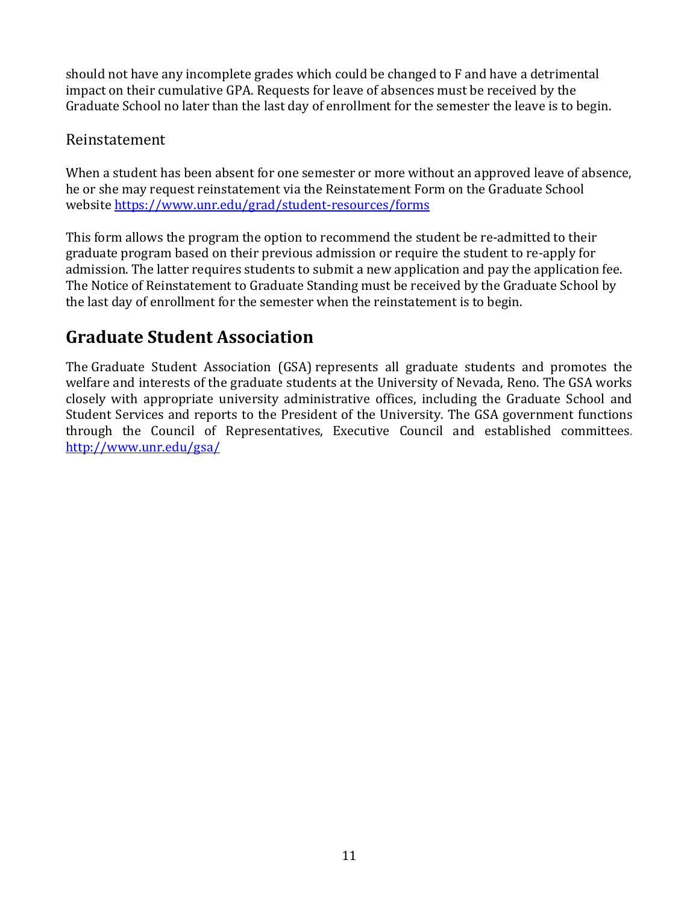should not have any incomplete grades which could be changed to F and have a detrimental impact on their cumulative GPA. Requests for leave of absences must be received by the Graduate School no later than the last day of enrollment for the semester the leave is to begin.

### Reinstatement

When a student has been absent for one semester or more without an approved leave of absence, he or she may request reinstatement via the Reinstatement Form on the Graduate School website https://www.unr.edu/grad/student-resources/forms

This form allows the program the option to recommend the student be re-admitted to their graduate program based on their previous admission or require the student to re-apply for admission. The latter requires students to submit a new application and pay the application fee. The Notice of Reinstatement to Graduate Standing must be received by the Graduate School by the last day of enrollment for the semester when the reinstatement is to begin.

## Graduate Student Association

The Graduate Student Association (GSA) represents all graduate students and promotes the welfare and interests of the graduate students at the University of Nevada, Reno. The GSA works closely with appropriate university administrative offices, including the Graduate School and Student Services and reports to the President of the University. The GSA government functions through the Council of Representatives, Executive Council and established committees. http://www.unr.edu/gsa/